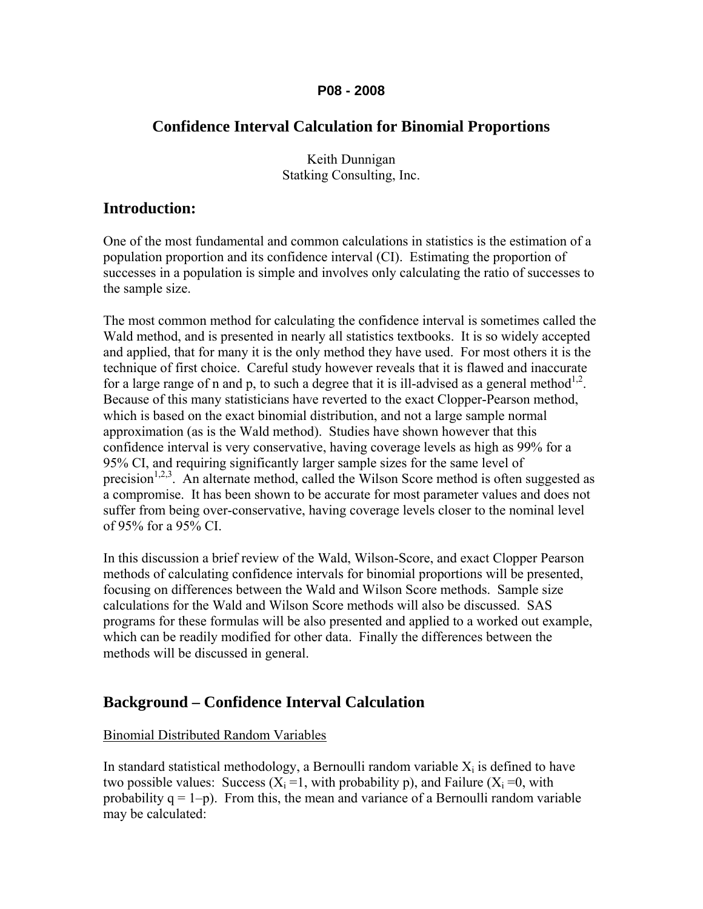**P08 - 2008**

# Confidence Interval Calculation for Binomial Proportions

Keith Dunnigan
Statking Consulting, Inc.

## Introduction:

One of the most fundamental and common calculations in statistics is the estimation of a population proportion and its confidence interval (CI). Estimating the proportion of successes in a population is simple and involves only calculating the ratio of successes to the sample size.

The most common method for calculating the confidence interval is sometimes called the Wald method, and is presented in nearly all statistics textbooks. It is so widely accepted and applied, that for many it is the only method they have used. For most others it is the technique of first choice. Careful study however reveals that it is flawed and inaccurate for a large range of n and p, to such a degree that it is ill-advised as a general method[1,2]. Because of this many statisticians have reverted to the exact Clopper-Pearson method, which is based on the exact binomial distribution, and not a large sample normal approximation (as is the Wald method). Studies have shown however that this confidence interval is very conservative, having coverage levels as high as 99% for a 95% CI, and requiring significantly larger sample sizes for the same level of precision[1,2,3]. An alternate method, called the Wilson Score method is often suggested as a compromise. It has been shown to be accurate for most parameter values and does not suffer from being over-conservative, having coverage levels closer to the nominal level of 95% for a 95% CI.

In this discussion a brief review of the Wald, Wilson-Score, and exact Clopper Pearson methods of calculating confidence intervals for binomial proportions will be presented, focusing on differences between the Wald and Wilson Score methods. Sample size calculations for the Wald and Wilson Score methods will also be discussed. SAS programs for these formulas will be also presented and applied to a worked out example, which can be readily modified for other data. Finally the differences between the methods will be discussed in general.

## Background – Confidence Interval Calculation

Binomial Distributed Random Variables

In standard statistical methodology, a Bernoulli random variable $X_i$ is defined to have two possible values: Success ($X_i = 1$, with probability p), and Failure ($X_i = 0$, with probability $q = 1 - p$). From this, the mean and variance of a Bernoulli random variable may be calculated: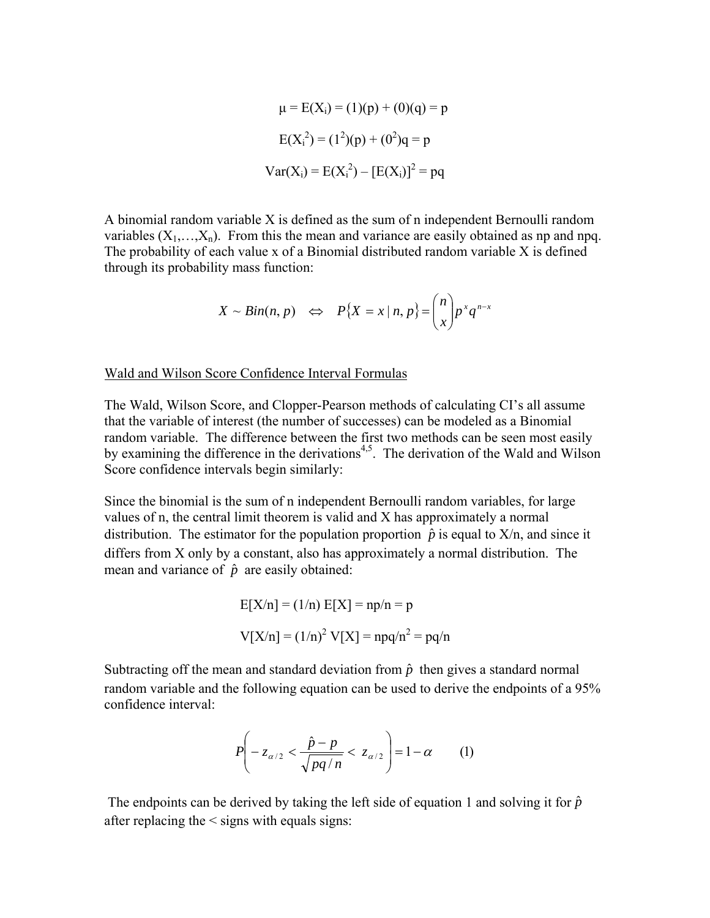$$\mu = E(X_i) = (1)(p) + (0)(q) = p$$

$$E(X_i^2) = (1^2)(p) + (0^2)q = p$$

$$Var(X_i) = E(X_i^2) - [E(X_i)]^2 = pq$$

A binomial random variable X is defined as the sum of n independent Bernoulli random variables ($X_1,\ldots,X_n$). From this the mean and variance are easily obtained as np and npq. The probability of each value x of a Binomial distributed random variable X is defined through its probability mass function:

$$X \sim Bin(n, p) \quad \Leftrightarrow \quad P\{X = x \mid n, p\} = \binom{n}{x} p^x q^{n-x}$$

Wald and Wilson Score Confidence Interval Formulas

The Wald, Wilson Score, and Clopper-Pearson methods of calculating CI's all assume that the variable of interest (the number of successes) can be modeled as a Binomial random variable. The difference between the first two methods can be seen most easily by examining the difference in the derivations[4,5]. The derivation of the Wald and Wilson Score confidence intervals begin similarly:

Since the binomial is the sum of n independent Bernoulli random variables, for large values of n, the central limit theorem is valid and X has approximately a normal distribution. The estimator for the population proportion $\hat{p}$ is equal to X/n, and since it differs from X only by a constant, also has approximately a normal distribution. The mean and variance of $\hat{p}$ are easily obtained:

$$E[X/n] = (1/n)\, E[X] = np/n = p$$

$$V[X/n] = (1/n)^2\, V[X] = npq/n^2 = pq/n$$

Subtracting off the mean and standard deviation from $\hat{p}$ then gives a standard normal random variable and the following equation can be used to derive the endpoints of a 95% confidence interval:

$$P\left(-z_{\alpha/2} < \frac{\hat{p} - p}{\sqrt{pq/n}} < z_{\alpha/2}\right) = 1 - \alpha \qquad (1)$$

The endpoints can be derived by taking the left side of equation 1 and solving it for $\hat{p}$ after replacing the < signs with equals signs: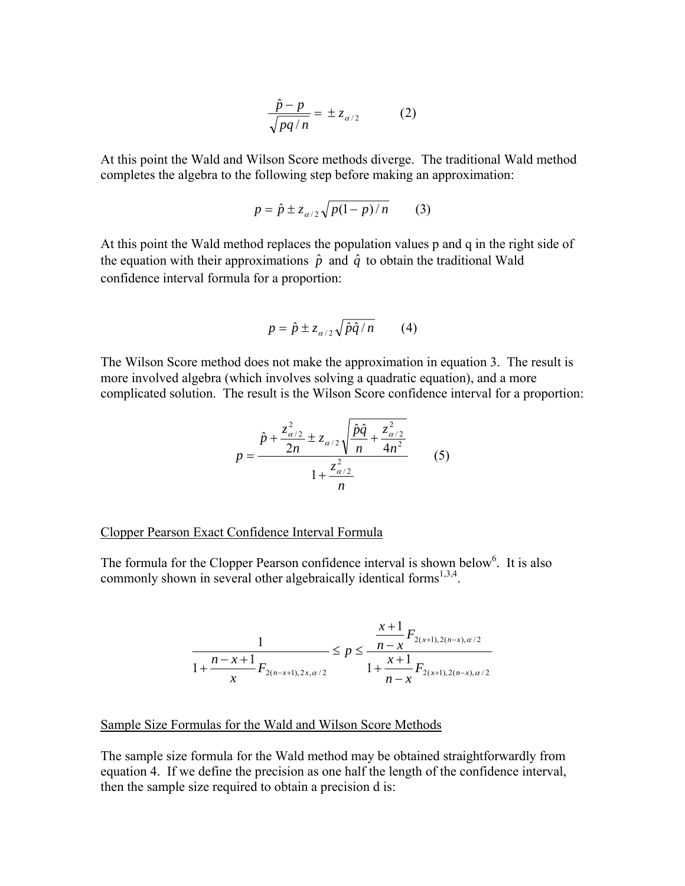$$\frac{\hat{p} - p}{\sqrt{pq/n}} = \pm z_{\alpha/2} \qquad (2)$$

At this point the Wald and Wilson Score methods diverge. The traditional Wald method completes the algebra to the following step before making an approximation:

$$p = \hat{p} \pm z_{\alpha/2}\sqrt{p(1-p)/n} \qquad (3)$$

At this point the Wald method replaces the population values p and q in the right side of the equation with their approximations $\hat{p}$ and $\hat{q}$ to obtain the traditional Wald confidence interval formula for a proportion:

$$p = \hat{p} \pm z_{\alpha/2}\sqrt{\hat{p}\hat{q}/n} \qquad (4)$$

The Wilson Score method does not make the approximation in equation 3. The result is more involved algebra (which involves solving a quadratic equation), and a more complicated solution. The result is the Wilson Score confidence interval for a proportion:

$$p = \frac{\hat{p} + \dfrac{z_{\alpha/2}^2}{2n} \pm z_{\alpha/2}\sqrt{\dfrac{\hat{p}\hat{q}}{n} + \dfrac{z_{\alpha/2}^2}{4n^2}}}{1 + \dfrac{z_{\alpha/2}^2}{n}} \qquad (5)$$

## Clopper Pearson Exact Confidence Interval Formula

The formula for the Clopper Pearson confidence interval is shown below[6]. It is also commonly shown in several other algebraically identical forms[1,3,4].

$$\frac{1}{1 + \dfrac{n-x+1}{x}F_{2(n-x+1),2x,\alpha/2}} \le p \le \frac{\dfrac{x+1}{n-x}F_{2(x+1),2(n-x),\alpha/2}}{1 + \dfrac{x+1}{n-x}F_{2(x+1),2(n-x),\alpha/2}}$$

## Sample Size Formulas for the Wald and Wilson Score Methods

The sample size formula for the Wald method may be obtained straightforwardly from equation 4. If we define the precision as one half the length of the confidence interval, then the sample size required to obtain a precision d is: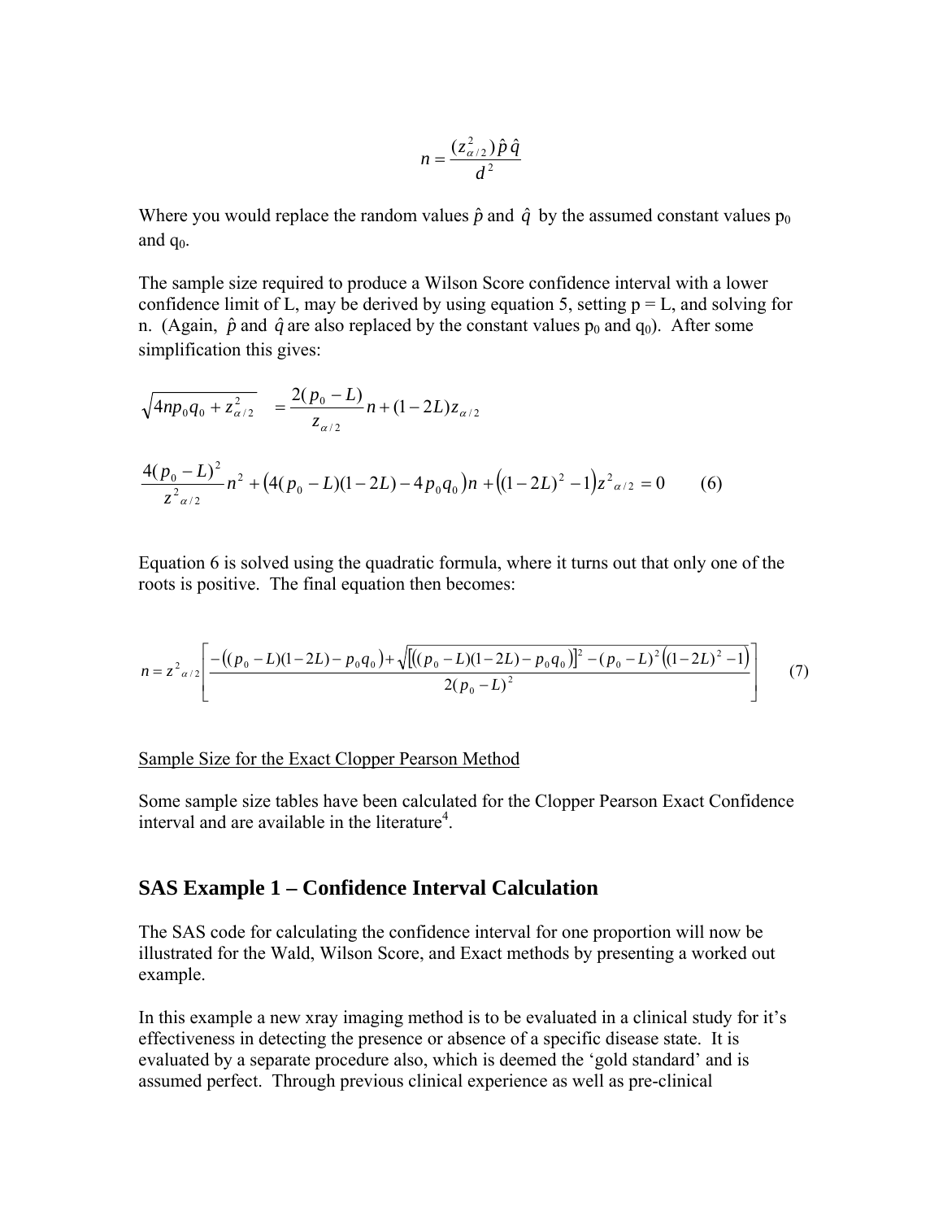$$n = \frac{(z^2_{\alpha/2})\hat{p}\hat{q}}{d^2}$$

Where you would replace the random values $\hat{p}$ and $\hat{q}$ by the assumed constant values $p_0$ and $q_0$.

The sample size required to produce a Wilson Score confidence interval with a lower confidence limit of L, may be derived by using equation 5, setting p = L, and solving for n. (Again, $\hat{p}$ and $\hat{q}$ are also replaced by the constant values $p_0$ and $q_0$). After some simplification this gives:

$$\sqrt{4np_0q_0 + z^2_{\alpha/2}} \quad = \frac{2(p_0 - L)}{z_{\alpha/2}} n + (1-2L)z_{\alpha/2}$$

$$\frac{4(p_0 - L)^2}{z^2_{\alpha/2}} n^2 + \left(4(p_0 - L)(1-2L) - 4p_0q_0\right)n + \left((1-2L)^2 - 1\right)z^2_{\alpha/2} = 0 \qquad (6)$$

Equation 6 is solved using the quadratic formula, where it turns out that only one of the roots is positive. The final equation then becomes:

$$n = z^2_{\alpha/2}\left[\frac{-\left((p_0 - L)(1-2L) - p_0q_0\right) + \sqrt{\left[\left((p_0 - L)(1-2L) - p_0q_0\right)\right]^2 - (p_0 - L)^2\left((1-2L)^2 - 1\right)}}{2(p_0 - L)^2}\right] \qquad (7)$$

Sample Size for the Exact Clopper Pearson Method

Some sample size tables have been calculated for the Clopper Pearson Exact Confidence interval and are available in the literature[4].

## SAS Example 1 – Confidence Interval Calculation

The SAS code for calculating the confidence interval for one proportion will now be illustrated for the Wald, Wilson Score, and Exact methods by presenting a worked out example.

In this example a new xray imaging method is to be evaluated in a clinical study for it's effectiveness in detecting the presence or absence of a specific disease state. It is evaluated by a separate procedure also, which is deemed the 'gold standard' and is assumed perfect. Through previous clinical experience as well as pre-clinical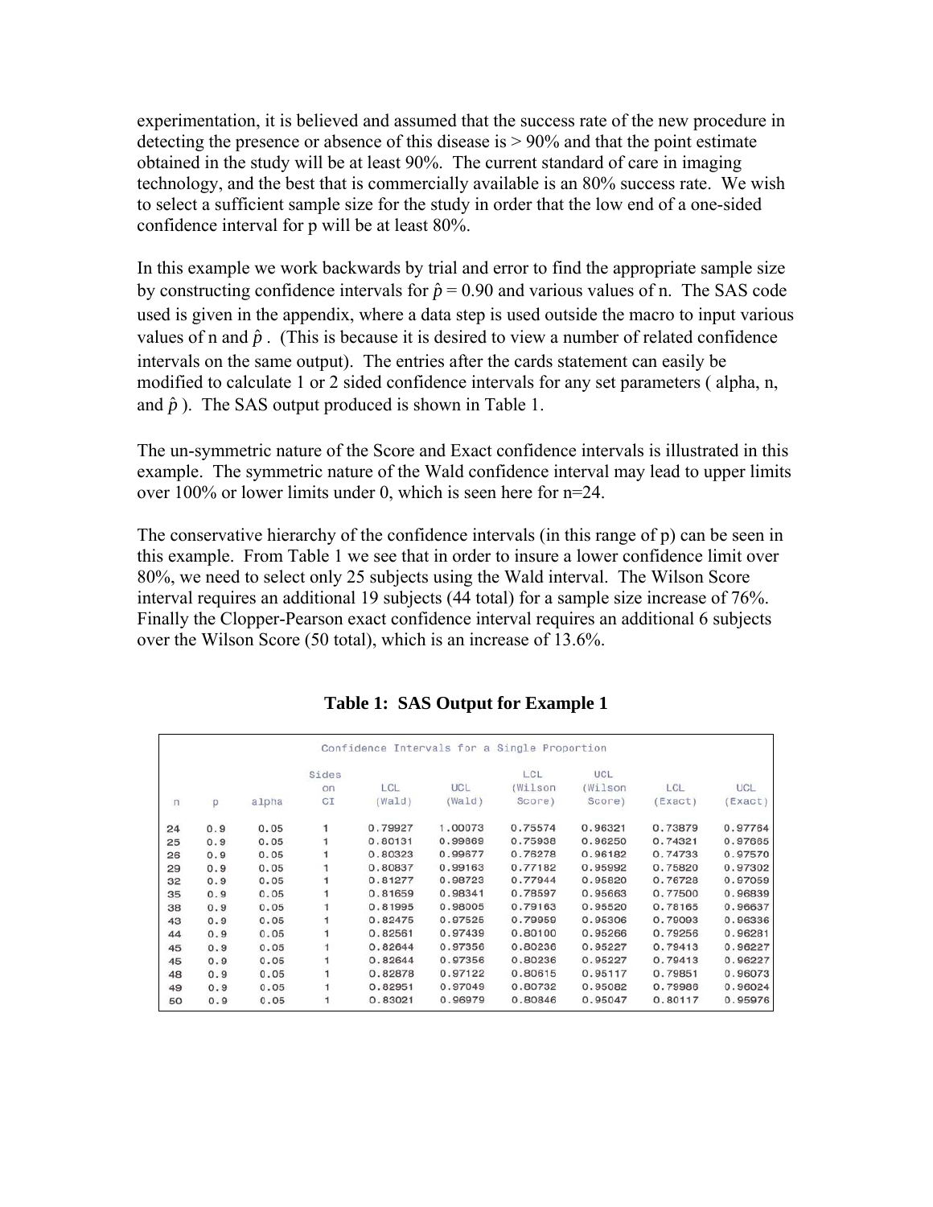experimentation, it is believed and assumed that the success rate of the new procedure in detecting the presence or absence of this disease is > 90% and that the point estimate obtained in the study will be at least 90%. The current standard of care in imaging technology, and the best that is commercially available is an 80% success rate. We wish to select a sufficient sample size for the study in order that the low end of a one-sided confidence interval for p will be at least 80%.

In this example we work backwards by trial and error to find the appropriate sample size by constructing confidence intervals for $\hat{p}$ = 0.90 and various values of n. The SAS code used is given in the appendix, where a data step is used outside the macro to input various values of n and $\hat{p}$ . (This is because it is desired to view a number of related confidence intervals on the same output). The entries after the cards statement can easily be modified to calculate 1 or 2 sided confidence intervals for any set parameters ( alpha, n, and $\hat{p}$ ). The SAS output produced is shown in Table 1.

The un-symmetric nature of the Score and Exact confidence intervals is illustrated in this example. The symmetric nature of the Wald confidence interval may lead to upper limits over 100% or lower limits under 0, which is seen here for n=24.

The conservative hierarchy of the confidence intervals (in this range of p) can be seen in this example. From Table 1 we see that in order to insure a lower confidence limit over 80%, we need to select only 25 subjects using the Wald interval. The Wilson Score interval requires an additional 19 subjects (44 total) for a sample size increase of 76%. Finally the Clopper-Pearson exact confidence interval requires an additional 6 subjects over the Wilson Score (50 total), which is an increase of 13.6%.

**Table 1: SAS Output for Example 1**

Confidence Intervals for a Single Proportion

| n | p | alpha | Sides on CI | LCL (Wald) | UCL (Wald) | LCL (Wilson Score) | UCL (Wilson Score) | LCL (Exact) | UCL (Exact) |
|---|---|---|---|---|---|---|---|---|---|
| 24 | 0.9 | 0.05 | 1 | 0.79927 | 1.00073 | 0.75574 | 0.96321 | 0.73879 | 0.97764 |
| 25 | 0.9 | 0.05 | 1 | 0.80131 | 0.99869 | 0.75938 | 0.96250 | 0.74321 | 0.97665 |
| 26 | 0.9 | 0.05 | 1 | 0.80323 | 0.99677 | 0.76278 | 0.96182 | 0.74733 | 0.97570 |
| 29 | 0.9 | 0.05 | 1 | 0.80837 | 0.99163 | 0.77182 | 0.95992 | 0.75820 | 0.97302 |
| 32 | 0.9 | 0.05 | 1 | 0.81277 | 0.98723 | 0.77944 | 0.95820 | 0.76728 | 0.97059 |
| 35 | 0.9 | 0.05 | 1 | 0.81659 | 0.98341 | 0.78597 | 0.95663 | 0.77500 | 0.96839 |
| 38 | 0.9 | 0.05 | 1 | 0.81995 | 0.98005 | 0.79163 | 0.95520 | 0.78165 | 0.96637 |
| 43 | 0.9 | 0.05 | 1 | 0.82475 | 0.97525 | 0.79959 | 0.95306 | 0.79093 | 0.96336 |
| 44 | 0.9 | 0.05 | 1 | 0.82561 | 0.97439 | 0.80100 | 0.95266 | 0.79256 | 0.96281 |
| 45 | 0.9 | 0.05 | 1 | 0.82644 | 0.97356 | 0.80236 | 0.95227 | 0.79413 | 0.96227 |
| 45 | 0.9 | 0.05 | 1 | 0.82644 | 0.97356 | 0.80236 | 0.95227 | 0.79413 | 0.96227 |
| 48 | 0.9 | 0.05 | 1 | 0.82878 | 0.97122 | 0.80615 | 0.95117 | 0.79851 | 0.96073 |
| 49 | 0.9 | 0.05 | 1 | 0.82951 | 0.97049 | 0.80732 | 0.95082 | 0.79986 | 0.96024 |
| 50 | 0.9 | 0.05 | 1 | 0.83021 | 0.96979 | 0.80846 | 0.95047 | 0.80117 | 0.95976 |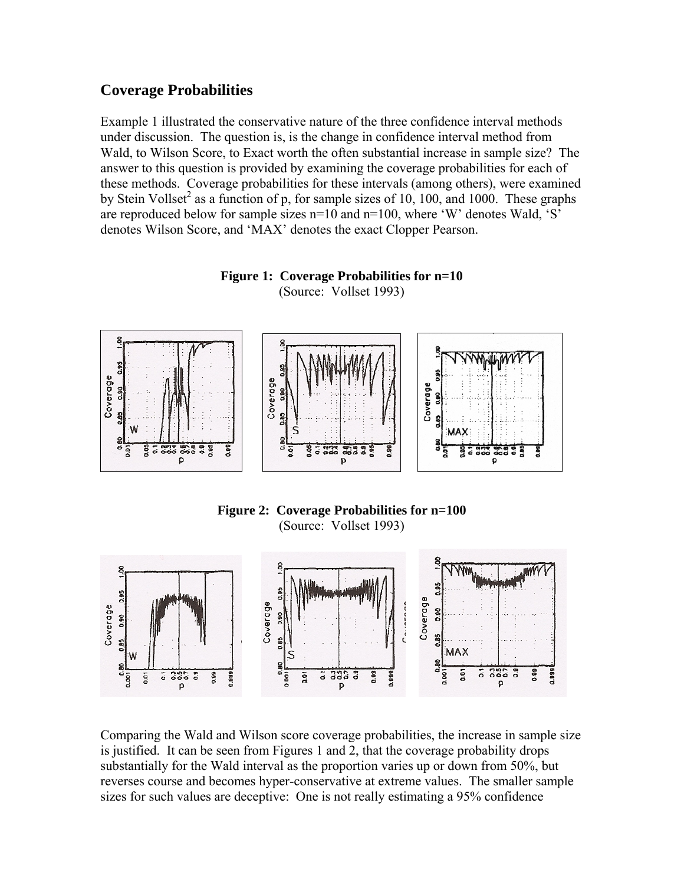## Coverage Probabilities

Example 1 illustrated the conservative nature of the three confidence interval methods under discussion. The question is, is the change in confidence interval method from Wald, to Wilson Score, to Exact worth the often substantial increase in sample size? The answer to this question is provided by examining the coverage probabilities for each of these methods. Coverage probabilities for these intervals (among others), were examined by Stein Vollset[2] as a function of p, for sample sizes of 10, 100, and 1000. These graphs are reproduced below for sample sizes n=10 and n=100, where 'W' denotes Wald, 'S' denotes Wilson Score, and 'MAX' denotes the exact Clopper Pearson.

**Figure 1: Coverage Probabilities for n=10**
(Source: Vollset 1993)

**Figure 2: Coverage Probabilities for n=100**
(Source: Vollset 1993)

Comparing the Wald and Wilson score coverage probabilities, the increase in sample size is justified. It can be seen from Figures 1 and 2, that the coverage probability drops substantially for the Wald interval as the proportion varies up or down from 50%, but reverses course and becomes hyper-conservative at extreme values. The smaller sample sizes for such values are deceptive: One is not really estimating a 95% confidence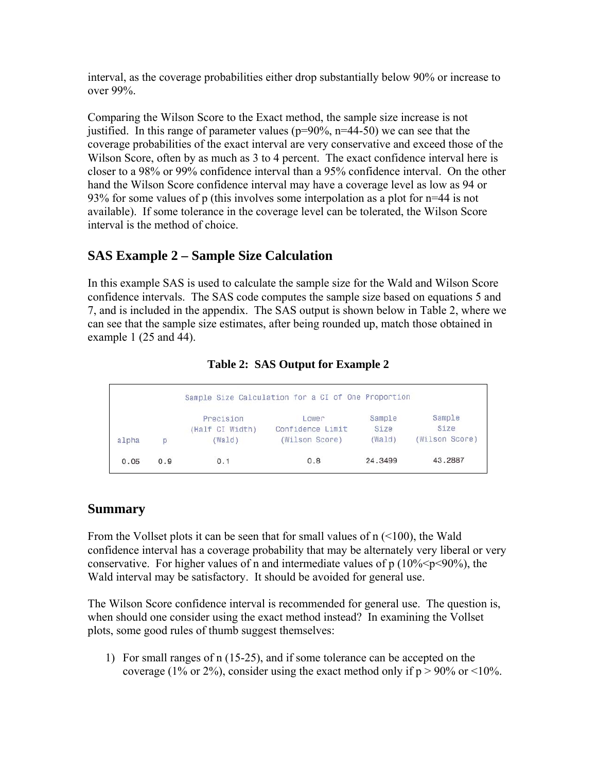interval, as the coverage probabilities either drop substantially below 90% or increase to over 99%.

Comparing the Wilson Score to the Exact method, the sample size increase is not justified. In this range of parameter values (p=90%, n=44-50) we can see that the coverage probabilities of the exact interval are very conservative and exceed those of the Wilson Score, often by as much as 3 to 4 percent. The exact confidence interval here is closer to a 98% or 99% confidence interval than a 95% confidence interval. On the other hand the Wilson Score confidence interval may have a coverage level as low as 94 or 93% for some values of p (this involves some interpolation as a plot for n=44 is not available). If some tolerance in the coverage level can be tolerated, the Wilson Score interval is the method of choice.

## SAS Example 2 – Sample Size Calculation

In this example SAS is used to calculate the sample size for the Wald and Wilson Score confidence intervals. The SAS code computes the sample size based on equations 5 and 7, and is included in the appendix. The SAS output is shown below in Table 2, where we can see that the sample size estimates, after being rounded up, match those obtained in example 1 (25 and 44).

**Table 2: SAS Output for Example 2**

Sample Size Calculation for a CI of One Proportion

| alpha | p | Precision (Half CI Width) (Wald) | Lower Confidence Limit (Wilson Score) | Sample Size (Wald) | Sample Size (Wilson Score) |
|---|---|---|---|---|---|
| 0.05 | 0.9 | 0.1 | 0.8 | 24.3499 | 43.2887 |

## Summary

From the Vollset plots it can be seen that for small values of n (<100), the Wald confidence interval has a coverage probability that may be alternately very liberal or very conservative. For higher values of n and intermediate values of p (10%<p<90%), the Wald interval may satisfactory. It should be avoided for general use.

The Wilson Score confidence interval is recommended for general use. The question is, when should one consider using the exact method instead? In examining the Vollset plots, some good rules of thumb suggest themselves:

1) For small ranges of n (15-25), and if some tolerance can be accepted on the coverage (1% or 2%), consider using the exact method only if p > 90% or <10%.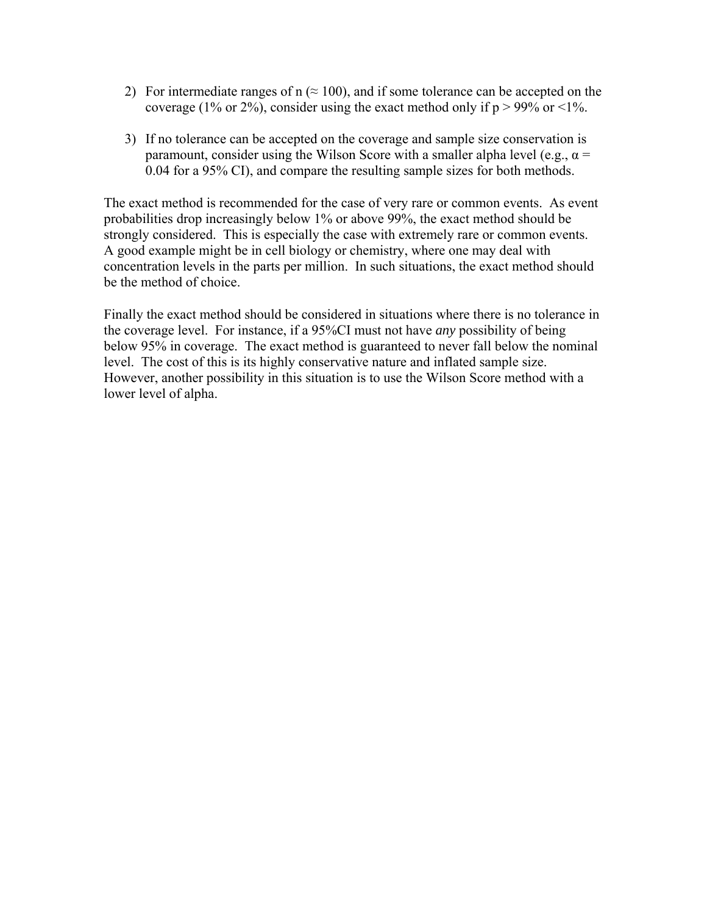2) For intermediate ranges of n ($\approx 100$), and if some tolerance can be accepted on the coverage (1% or 2%), consider using the exact method only if $p > 99\%$ or $<1\%$.

3) If no tolerance can be accepted on the coverage and sample size conservation is paramount, consider using the Wilson Score with a smaller alpha level (e.g., $\alpha = 0.04$ for a 95% CI), and compare the resulting sample sizes for both methods.

The exact method is recommended for the case of very rare or common events. As event probabilities drop increasingly below 1% or above 99%, the exact method should be strongly considered. This is especially the case with extremely rare or common events. A good example might be in cell biology or chemistry, where one may deal with concentration levels in the parts per million. In such situations, the exact method should be the method of choice.

Finally the exact method should be considered in situations where there is no tolerance in the coverage level. For instance, if a 95%CI must not have *any* possibility of being below 95% in coverage. The exact method is guaranteed to never fall below the nominal level. The cost of this is its highly conservative nature and inflated sample size. However, another possibility in this situation is to use the Wilson Score method with a lower level of alpha.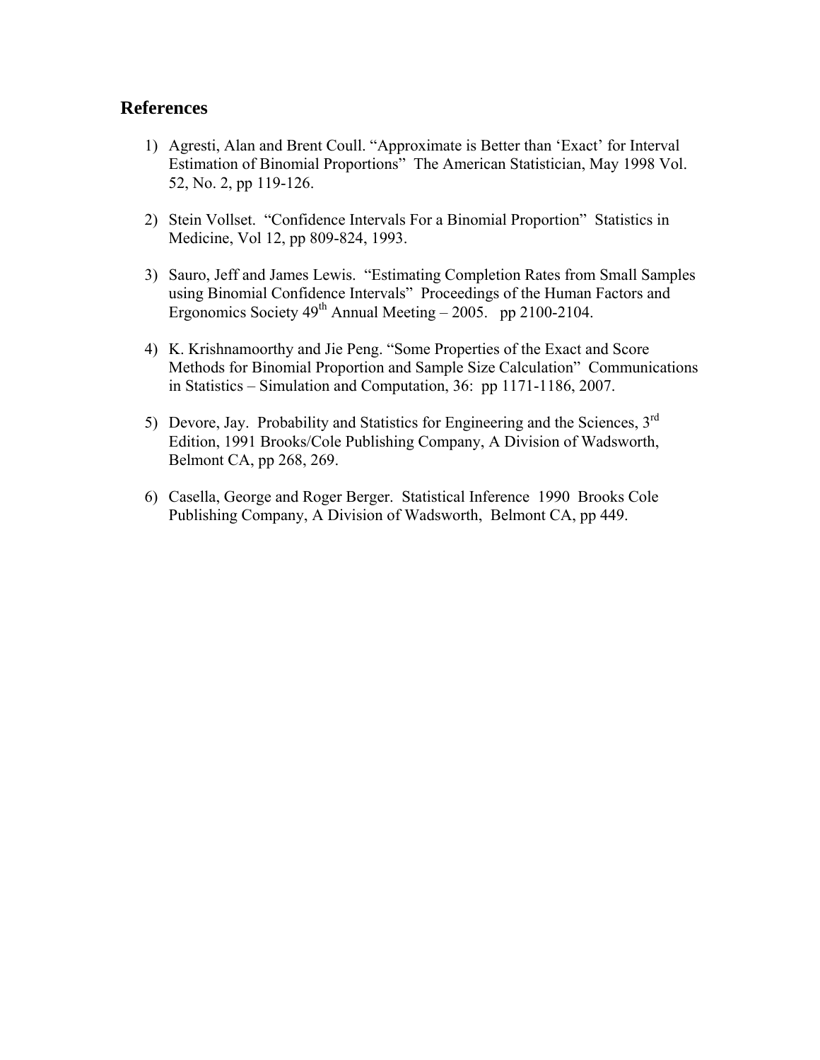## References

1) Agresti, Alan and Brent Coull. "Approximate is Better than 'Exact' for Interval Estimation of Binomial Proportions" The American Statistician, May 1998 Vol. 52, No. 2, pp 119-126.

2) Stein Vollset. "Confidence Intervals For a Binomial Proportion" Statistics in Medicine, Vol 12, pp 809-824, 1993.

3) Sauro, Jeff and James Lewis. "Estimating Completion Rates from Small Samples using Binomial Confidence Intervals" Proceedings of the Human Factors and Ergonomics Society 49th Annual Meeting – 2005. pp 2100-2104.

4) K. Krishnamoorthy and Jie Peng. "Some Properties of the Exact and Score Methods for Binomial Proportion and Sample Size Calculation" Communications in Statistics – Simulation and Computation, 36: pp 1171-1186, 2007.

5) Devore, Jay. Probability and Statistics for Engineering and the Sciences, 3rd Edition, 1991 Brooks/Cole Publishing Company, A Division of Wadsworth, Belmont CA, pp 268, 269.

6) Casella, George and Roger Berger. Statistical Inference 1990 Brooks Cole Publishing Company, A Division of Wadsworth, Belmont CA, pp 449.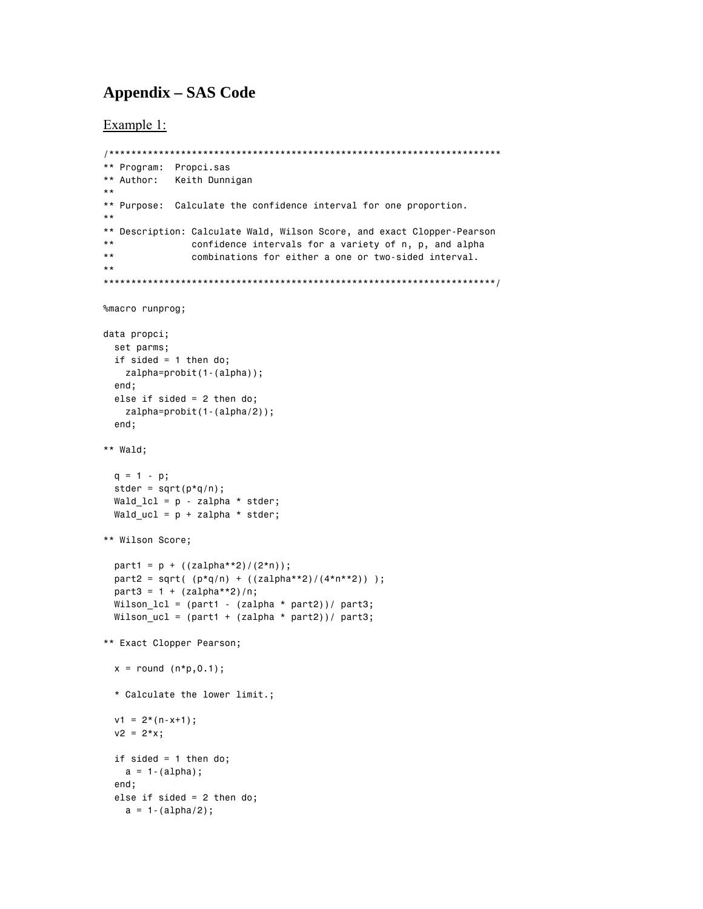# Appendix – SAS Code

Example 1:

```
/**********************************************************************
** Program:  Propci.sas
** Author:   Keith Dunnigan
**
** Purpose:  Calculate the confidence interval for one proportion.
**
** Description: Calculate Wald, Wilson Score, and exact Clopper-Pearson
**              confidence intervals for a variety of n, p, and alpha
**              combinations for either a one or two-sided interval.
**
***********************************************************************/

%macro runprog;

data propci;
  set parms;
  if sided = 1 then do;
    zalpha=probit(1-(alpha));
  end;
  else if sided = 2 then do;
    zalpha=probit(1-(alpha/2));
  end;

** Wald;

  q = 1 - p;
  stder = sqrt(p*q/n);
  Wald_lcl = p - zalpha * stder;
  Wald_ucl = p + zalpha * stder;

** Wilson Score;

  part1 = p + ((zalpha**2)/(2*n));
  part2 = sqrt( (p*q/n) + ((zalpha**2)/(4*n**2)) );
  part3 = 1 + (zalpha**2)/n;
  Wilson_lcl = (part1 - (zalpha * part2))/ part3;
  Wilson_ucl = (part1 + (zalpha * part2))/ part3;

** Exact Clopper Pearson;

  x = round (n*p,0.1);

  * Calculate the lower limit.;

  v1 = 2*(n-x+1);
  v2 = 2*x;

  if sided = 1 then do;
    a = 1-(alpha);
  end;
  else if sided = 2 then do;
    a = 1-(alpha/2);
```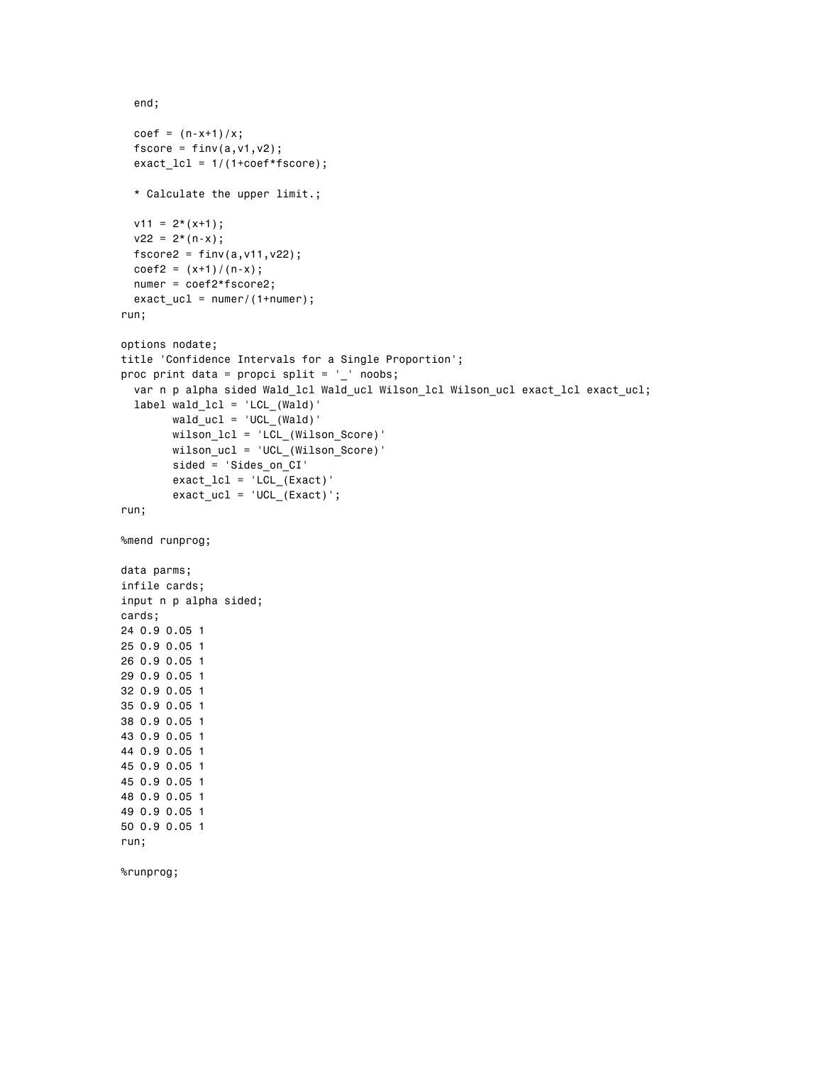```
  end;

  coef = (n-x+1)/x;
  fscore = finv(a,v1,v2);
  exact_lcl = 1/(1+coef*fscore);

  * Calculate the upper limit.;

  v11 = 2*(x+1);
  v22 = 2*(n-x);
  fscore2 = finv(a,v11,v22);
  coef2 = (x+1)/(n-x);
  numer = coef2*fscore2;
  exact_ucl = numer/(1+numer);
run;

options nodate;
title 'Confidence Intervals for a Single Proportion';
proc print data = propci split = '_' noobs;
  var n p alpha sided Wald_lcl Wald_ucl Wilson_lcl Wilson_ucl exact_lcl exact_ucl;
  label wald_lcl = 'LCL_(Wald)'
        wald_ucl = 'UCL_(Wald)'
        wilson_lcl = 'LCL_(Wilson_Score)'
        wilson_ucl = 'UCL_(Wilson_Score)'
        sided = 'Sides_on_CI'
        exact_lcl = 'LCL_(Exact)'
        exact_ucl = 'UCL_(Exact)';
run;

%mend runprog;

data parms;
infile cards;
input n p alpha sided;
cards;
24 0.9 0.05 1
25 0.9 0.05 1
26 0.9 0.05 1
29 0.9 0.05 1
32 0.9 0.05 1
35 0.9 0.05 1
38 0.9 0.05 1
43 0.9 0.05 1
44 0.9 0.05 1
45 0.9 0.05 1
45 0.9 0.05 1
48 0.9 0.05 1
49 0.9 0.05 1
50 0.9 0.05 1
run;

%runprog;
```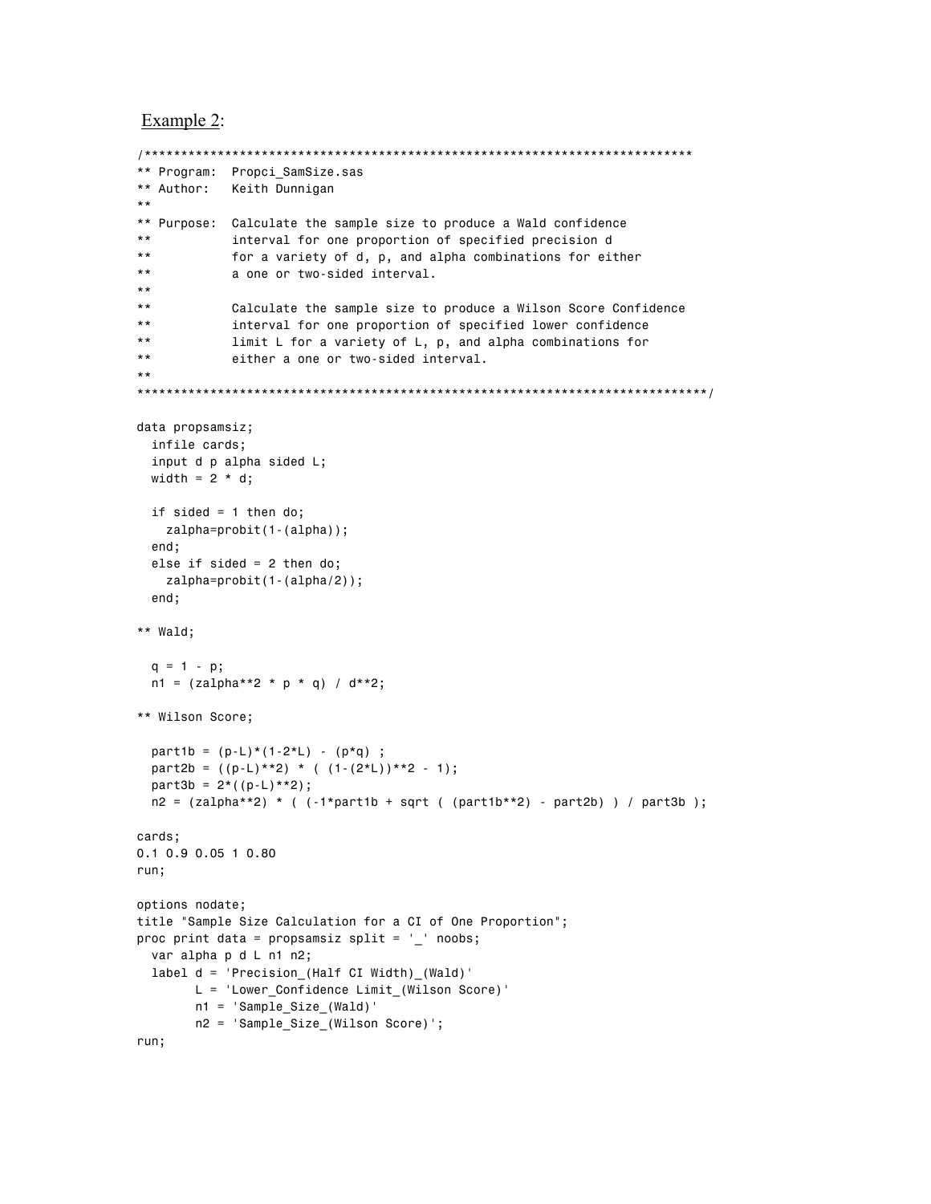Example 2:

```
/**************************************************************************
** Program:  Propci_SamSize.sas
** Author:   Keith Dunnigan
**
** Purpose:  Calculate the sample size to produce a Wald confidence
**           interval for one proportion of specified precision d
**           for a variety of d, p, and alpha combinations for either
**           a one or two-sided interval.
**
**           Calculate the sample size to produce a Wilson Score Confidence
**           interval for one proportion of specified lower confidence
**           limit L for a variety of L, p, and alpha combinations for
**           either a one or two-sided interval.
**
****************************************************************************/

data propsamsiz;
  infile cards;
  input d p alpha sided L;
  width = 2 * d;

  if sided = 1 then do;
    zalpha=probit(1-(alpha));
  end;
  else if sided = 2 then do;
    zalpha=probit(1-(alpha/2));
  end;

** Wald;

  q = 1 - p;
  n1 = (zalpha**2 * p * q) / d**2;

** Wilson Score;

  part1b = (p-L)*(1-2*L) - (p*q) ;
  part2b = ((p-L)**2) * ( (1-(2*L))**2 - 1);
  part3b = 2*((p-L)**2);
  n2 = (zalpha**2) * ( (-1*part1b + sqrt ( (part1b**2) - part2b) ) / part3b );

cards;
0.1 0.9 0.05 1 0.80
run;

options nodate;
title "Sample Size Calculation for a CI of One Proportion";
proc print data = propsamsiz split = '_' noobs;
  var alpha p d L n1 n2;
  label d = 'Precision_(Half CI Width)_(Wald)'
        L = 'Lower_Confidence Limit_(Wilson Score)'
        n1 = 'Sample_Size_(Wald)'
        n2 = 'Sample_Size_(Wilson Score)';
run;
```